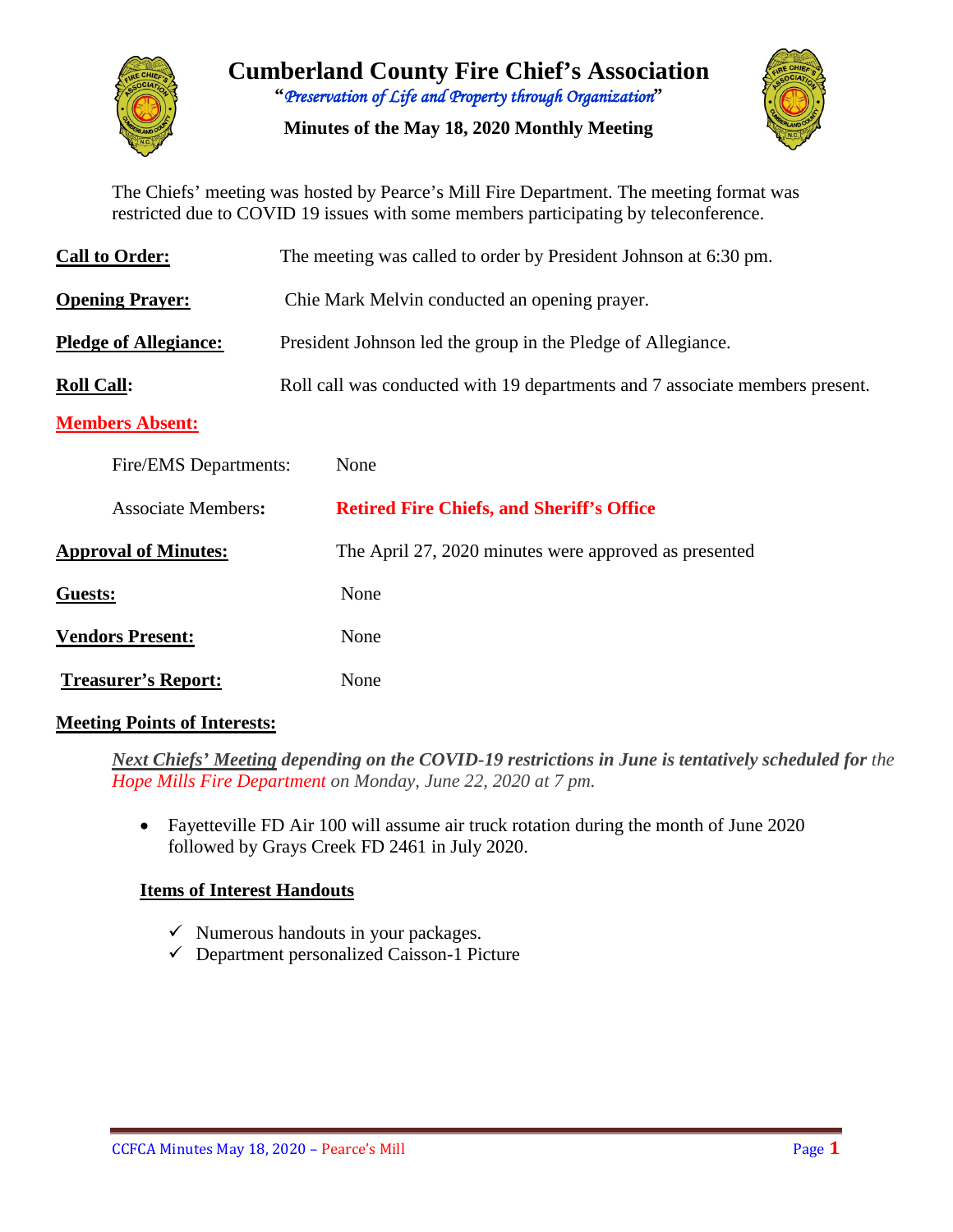# Cumberland County Fire Chief's Association

*"Preservation of Life and Property through Organization"*

**Minutes of the May 18, 2020 Monthly Meeting**

The Chiefs' meeting was hosted by Pearce's Mill Fire Department. The meeting format was restricted due to COVID 19 issues with some members participating by teleconference.

**Call to Order:** The meeting was called to order by President Johnson at 6:30 pm.

**Opening Prayer:** Chie Mark Melvin conducted an opening prayer.

**Pledge of Allegiance:** President Johnson led the group in the Pledge of Allegiance.

**Roll Call:** Roll call was conducted with 19 departments and 7 associate members present.

**Members Absent:**

Fire/EMS Departments: None

Associate Members: **Retired Fire Chiefs, and Sheriff's Office**

**Approval of Minutes:** The April 27, 2020 minutes were approved as presented

**Guests:** None

**Vendors Present:** None

**Treasurer's Report:** None

**Meeting Points of Interests:**

***Next Chiefs' Meeting* depending on the COVID-19 restrictions in June is tentatively scheduled for** *the Hope Mills Fire Department on Monday, June 22, 2020 at 7 pm.*

- Fayetteville FD Air 100 will assume air truck rotation during the month of June 2020 followed by Grays Creek FD 2461 in July 2020.

**Items of Interest Handouts**

- ✓ Numerous handouts in your packages.
- ✓ Department personalized Caisson-1 Picture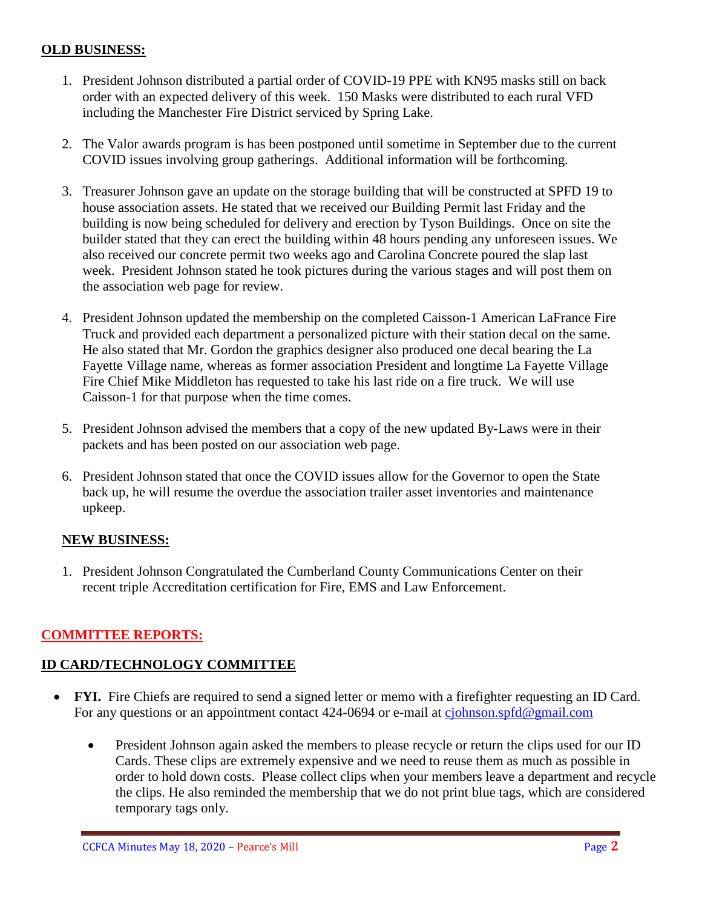**OLD BUSINESS:**

1. President Johnson distributed a partial order of COVID-19 PPE with KN95 masks still on back order with an expected delivery of this week. 150 Masks were distributed to each rural VFD including the Manchester Fire District serviced by Spring Lake.

2. The Valor awards program is has been postponed until sometime in September due to the current COVID issues involving group gatherings. Additional information will be forthcoming.

3. Treasurer Johnson gave an update on the storage building that will be constructed at SPFD 19 to house association assets. He stated that we received our Building Permit last Friday and the building is now being scheduled for delivery and erection by Tyson Buildings. Once on site the builder stated that they can erect the building within 48 hours pending any unforeseen issues. We also received our concrete permit two weeks ago and Carolina Concrete poured the slap last week. President Johnson stated he took pictures during the various stages and will post them on the association web page for review.

4. President Johnson updated the membership on the completed Caisson-1 American LaFrance Fire Truck and provided each department a personalized picture with their station decal on the same. He also stated that Mr. Gordon the graphics designer also produced one decal bearing the La Fayette Village name, whereas as former association President and longtime La Fayette Village Fire Chief Mike Middleton has requested to take his last ride on a fire truck. We will use Caisson-1 for that purpose when the time comes.

5. President Johnson advised the members that a copy of the new updated By-Laws were in their packets and has been posted on our association web page.

6. President Johnson stated that once the COVID issues allow for the Governor to open the State back up, he will resume the overdue the association trailer asset inventories and maintenance upkeep.

**NEW BUSINESS:**

1. President Johnson Congratulated the Cumberland County Communications Center on their recent triple Accreditation certification for Fire, EMS and Law Enforcement.

## COMMITTEE REPORTS:

### ID CARD/TECHNOLOGY COMMITTEE

- **FYI.** Fire Chiefs are required to send a signed letter or memo with a firefighter requesting an ID Card. For any questions or an appointment contact 424-0694 or e-mail at cjohnson.spfd@gmail.com

  - President Johnson again asked the members to please recycle or return the clips used for our ID Cards. These clips are extremely expensive and we need to reuse them as much as possible in order to hold down costs. Please collect clips when your members leave a department and recycle the clips. He also reminded the membership that we do not print blue tags, which are considered temporary tags only.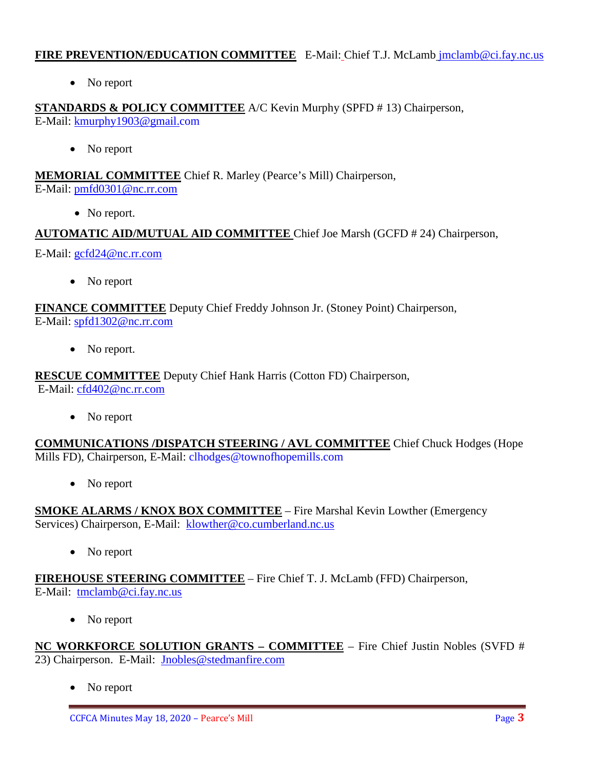**FIRE PREVENTION/EDUCATION COMMITTEE** E-Mail: Chief T.J. McLamb jmclamb@ci.fay.nc.us

- No report

**STANDARDS & POLICY COMMITTEE** A/C Kevin Murphy (SPFD # 13) Chairperson, E-Mail: kmurphy1903@gmail.com

- No report

**MEMORIAL COMMITTEE** Chief R. Marley (Pearce's Mill) Chairperson, E-Mail: pmfd0301@nc.rr.com

- No report.

**AUTOMATIC AID/MUTUAL AID COMMITTEE** Chief Joe Marsh (GCFD # 24) Chairperson,

E-Mail: gcfd24@nc.rr.com

- No report

**FINANCE COMMITTEE** Deputy Chief Freddy Johnson Jr. (Stoney Point) Chairperson, E-Mail: spfd1302@nc.rr.com

- No report.

**RESCUE COMMITTEE** Deputy Chief Hank Harris (Cotton FD) Chairperson, E-Mail: cfd402@nc.rr.com

- No report

**COMMUNICATIONS /DISPATCH STEERING / AVL COMMITTEE** Chief Chuck Hodges (Hope Mills FD), Chairperson, E-Mail: clhodges@townofhopemills.com

- No report

**SMOKE ALARMS / KNOX BOX COMMITTEE** – Fire Marshal Kevin Lowther (Emergency Services) Chairperson, E-Mail: klowther@co.cumberland.nc.us

- No report

**FIREHOUSE STEERING COMMITTEE** – Fire Chief T. J. McLamb (FFD) Chairperson, E-Mail: tmclamb@ci.fay.nc.us

- No report

**NC WORKFORCE SOLUTION GRANTS – COMMITTEE** – Fire Chief Justin Nobles (SVFD # 23) Chairperson. E-Mail: Jnobles@stedmanfire.com

- No report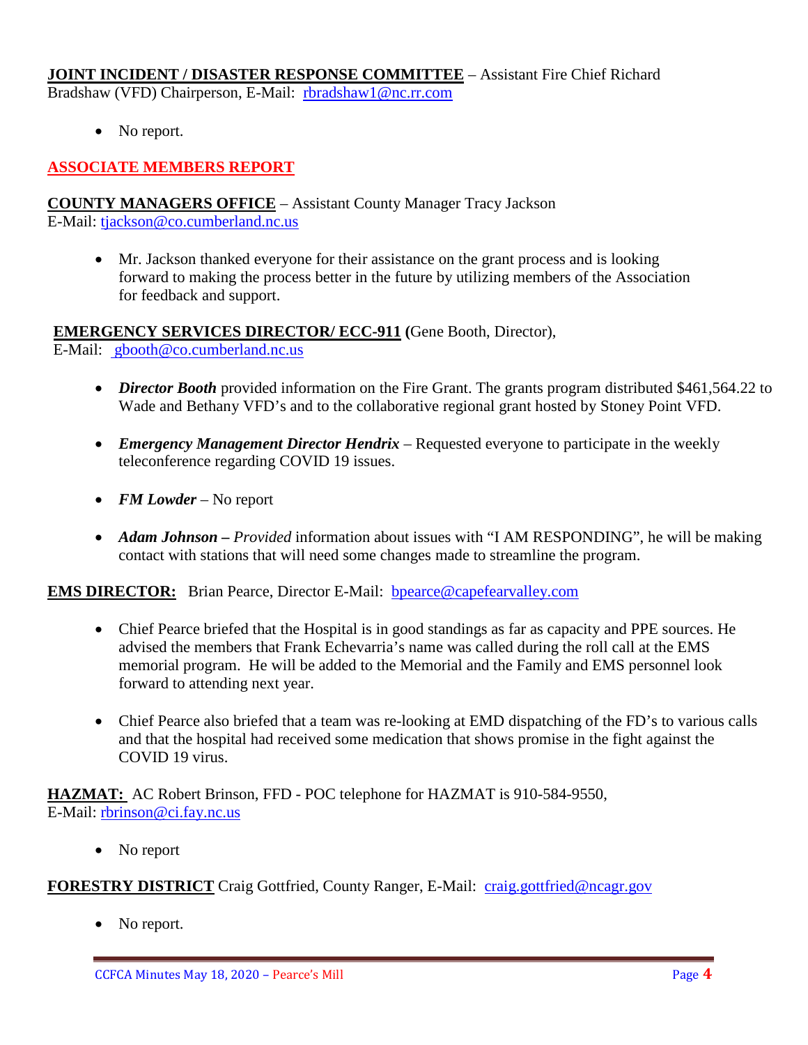**JOINT INCIDENT / DISASTER RESPONSE COMMITTEE** – Assistant Fire Chief Richard Bradshaw (VFD) Chairperson, E-Mail: rbradshaw1@nc.rr.com

- No report.

## ASSOCIATE MEMBERS REPORT

**COUNTY MANAGERS OFFICE** – Assistant County Manager Tracy Jackson
E-Mail: tjackson@co.cumberland.nc.us

- Mr. Jackson thanked everyone for their assistance on the grant process and is looking forward to making the process better in the future by utilizing members of the Association for feedback and support.

**EMERGENCY SERVICES DIRECTOR/ ECC-911 (**Gene Booth, Director),
E-Mail: gbooth@co.cumberland.nc.us

- ***Director Booth*** provided information on the Fire Grant. The grants program distributed $461,564.22 to Wade and Bethany VFD's and to the collaborative regional grant hosted by Stoney Point VFD.
- ***Emergency Management Director Hendrix*** – Requested everyone to participate in the weekly teleconference regarding COVID 19 issues.
- ***FM Lowder*** – No report
- ***Adam Johnson –*** *Provided* information about issues with "I AM RESPONDING", he will be making contact with stations that will need some changes made to streamline the program.

**EMS DIRECTOR:** Brian Pearce, Director E-Mail: bpearce@capefearvalley.com

- Chief Pearce briefed that the Hospital is in good standings as far as capacity and PPE sources. He advised the members that Frank Echevarria's name was called during the roll call at the EMS memorial program. He will be added to the Memorial and the Family and EMS personnel look forward to attending next year.
- Chief Pearce also briefed that a team was re-looking at EMD dispatching of the FD's to various calls and that the hospital had received some medication that shows promise in the fight against the COVID 19 virus.

**HAZMAT:** AC Robert Brinson, FFD - POC telephone for HAZMAT is 910-584-9550,
E-Mail: rbrinson@ci.fay.nc.us

- No report

**FORESTRY DISTRICT** Craig Gottfried, County Ranger, E-Mail: craig.gottfried@ncagr.gov

- No report.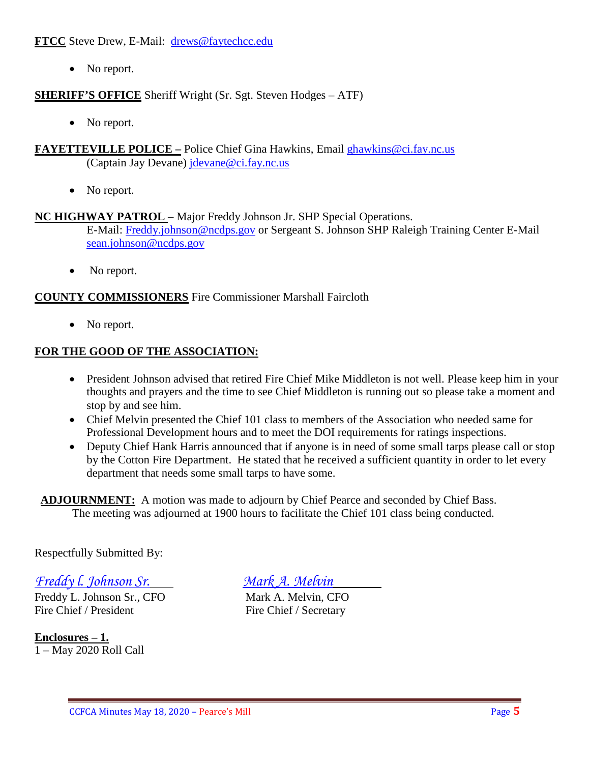**FTCC** Steve Drew, E-Mail: drews@faytechcc.edu

- No report.

**SHERIFF'S OFFICE** Sheriff Wright (Sr. Sgt. Steven Hodges – ATF)

- No report.

**FAYETTEVILLE POLICE –** Police Chief Gina Hawkins, Email ghawkins@ci.fay.nc.us
(Captain Jay Devane) jdevane@ci.fay.nc.us

- No report.

**NC HIGHWAY PATROL** – Major Freddy Johnson Jr. SHP Special Operations.
E-Mail: Freddy.johnson@ncdps.gov or Sergeant S. Johnson SHP Raleigh Training Center E-Mail sean.johnson@ncdps.gov

- No report.

**COUNTY COMMISSIONERS** Fire Commissioner Marshall Faircloth

- No report.

**FOR THE GOOD OF THE ASSOCIATION:**

- President Johnson advised that retired Fire Chief Mike Middleton is not well. Please keep him in your thoughts and prayers and the time to see Chief Middleton is running out so please take a moment and stop by and see him.
- Chief Melvin presented the Chief 101 class to members of the Association who needed same for Professional Development hours and to meet the DOI requirements for ratings inspections.
- Deputy Chief Hank Harris announced that if anyone is in need of some small tarps please call or stop by the Cotton Fire Department. He stated that he received a sufficient quantity in order to let every department that needs some small tarps to have some.

**ADJOURNMENT:** A motion was made to adjourn by Chief Pearce and seconded by Chief Bass. The meeting was adjourned at 1900 hours to facilitate the Chief 101 class being conducted.

Respectfully Submitted By:

*Freddy L. Johnson Sr.*
Freddy L. Johnson Sr., CFO
Fire Chief / President

*Mark A. Melvin*
Mark A. Melvin, CFO
Fire Chief / Secretary

**Enclosures – 1.**
1 – May 2020 Roll Call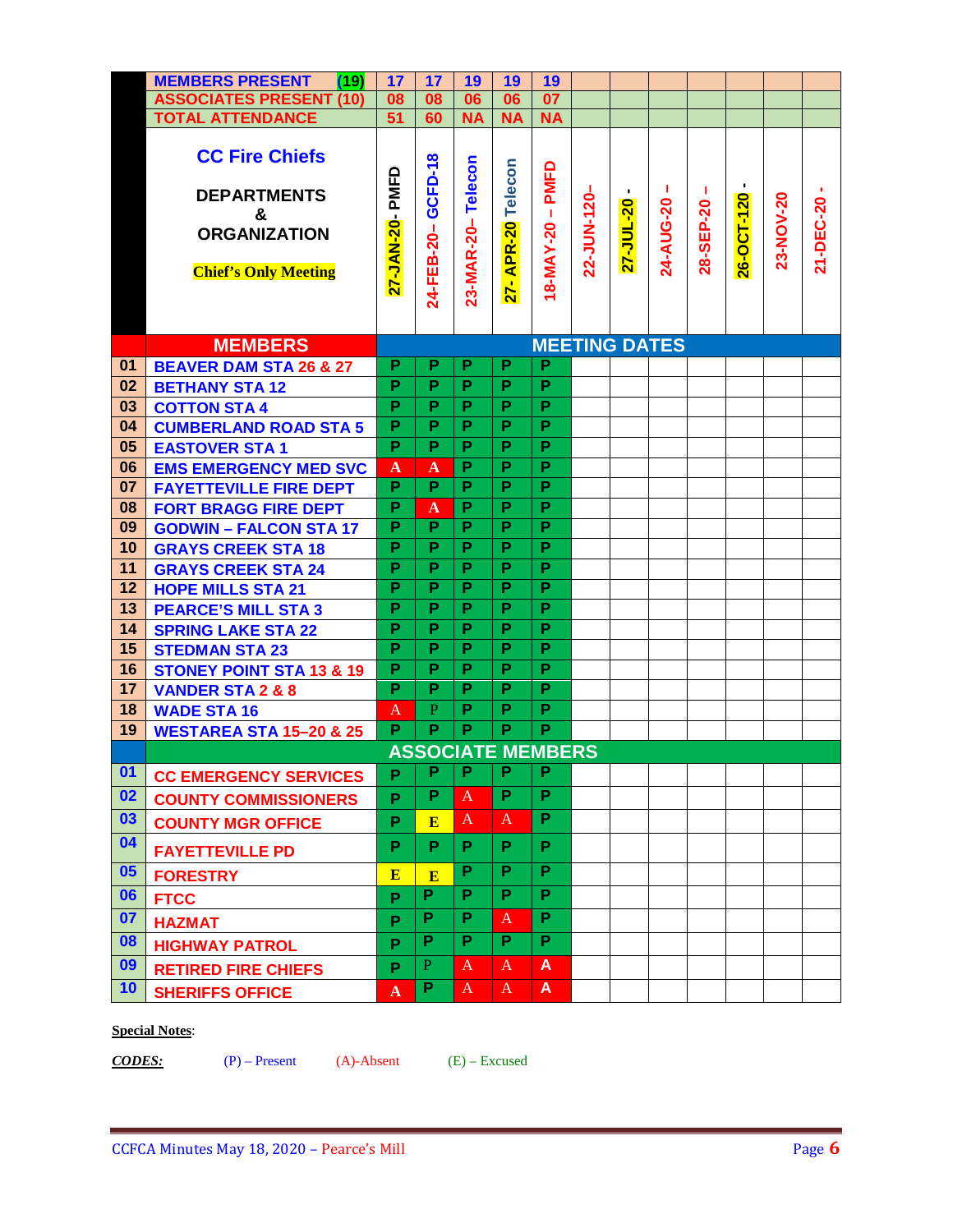| | MEMBERS PRESENT (19) | 17 | 17 | 19 | 19 | 19 | | | | | | | |
|---|---|---|---|---|---|---|---|---|---|---|---|---|---|
| | ASSOCIATES PRESENT (10) | 08 | 08 | 06 | 06 | 07 | | | | | | | |
| | TOTAL ATTENDANCE | 51 | 60 | NA | NA | NA | | | | | | | |
| | CC Fire Chiefs<br>DEPARTMENTS & ORGANIZATION<br>Chief's Only Meeting | 27-JAN-20- PMFD | 24-FEB-20– GCFD-18 | 23-MAR-20– Telecon | 27- APR-20 Telecon | 18-MAY-20 – PMFD | 22-JUN-120– | 27-JUL-20 - | 24-AUG-20 – | 28-SEP-20 – | 26-OCT-120 - | 23-NOV-20 | 21-DEC-20 - |
| | **MEMBERS** | **MEETING DATES** | | | | | | | | | | | |
| 01 | BEAVER DAM STA 26 & 27 | P | P | P | P | P | | | | | | | |
| 02 | BETHANY STA 12 | P | P | P | P | P | | | | | | | |
| 03 | COTTON STA 4 | P | P | P | P | P | | | | | | | |
| 04 | CUMBERLAND ROAD STA 5 | P | P | P | P | P | | | | | | | |
| 05 | EASTOVER STA 1 | P | P | P | P | P | | | | | | | |
| 06 | EMS EMERGENCY MED SVC | A | A | P | P | P | | | | | | | |
| 07 | FAYETTEVILLE FIRE DEPT | P | P | P | P | P | | | | | | | |
| 08 | FORT BRAGG FIRE DEPT | P | A | P | P | P | | | | | | | |
| 09 | GODWIN – FALCON STA 17 | P | P | P | P | P | | | | | | | |
| 10 | GRAYS CREEK STA 18 | P | P | P | P | P | | | | | | | |
| 11 | GRAYS CREEK STA 24 | P | P | P | P | P | | | | | | | |
| 12 | HOPE MILLS STA 21 | P | P | P | P | P | | | | | | | |
| 13 | PEARCE'S MILL STA 3 | P | P | P | P | P | | | | | | | |
| 14 | SPRING LAKE STA 22 | P | P | P | P | P | | | | | | | |
| 15 | STEDMAN STA 23 | P | P | P | P | P | | | | | | | |
| 16 | STONEY POINT STA 13 & 19 | P | P | P | P | P | | | | | | | |
| 17 | VANDER STA 2 & 8 | P | P | P | P | P | | | | | | | |
| 18 | WADE STA 16 | A | P | P | P | P | | | | | | | |
| 19 | WESTAREA STA 15–20 & 25 | P | P | P | P | P | | | | | | | |
| | **ASSOCIATE MEMBERS** | | | | | | | | | | | | |
| 01 | CC EMERGENCY SERVICES | P | P | P | P | P | | | | | | | |
| 02 | COUNTY COMMISSIONERS | P | P | A | P | P | | | | | | | |
| 03 | COUNTY MGR OFFICE | P | E | A | A | P | | | | | | | |
| 04 | FAYETTEVILLE PD | P | P | P | P | P | | | | | | | |
| 05 | FORESTRY | E | E | P | P | P | | | | | | | |
| 06 | FTCC | P | P | P | P | P | | | | | | | |
| 07 | HAZMAT | P | P | P | A | P | | | | | | | |
| 08 | HIGHWAY PATROL | P | P | P | P | P | | | | | | | |
| 09 | RETIRED FIRE CHIEFS | P | P | A | A | A | | | | | | | |
| 10 | SHERIFFS OFFICE | A | P | A | A | A | | | | | | | |

**Special Notes**:

***CODES:*** (P) – Present (A)-Absent (E) – Excused